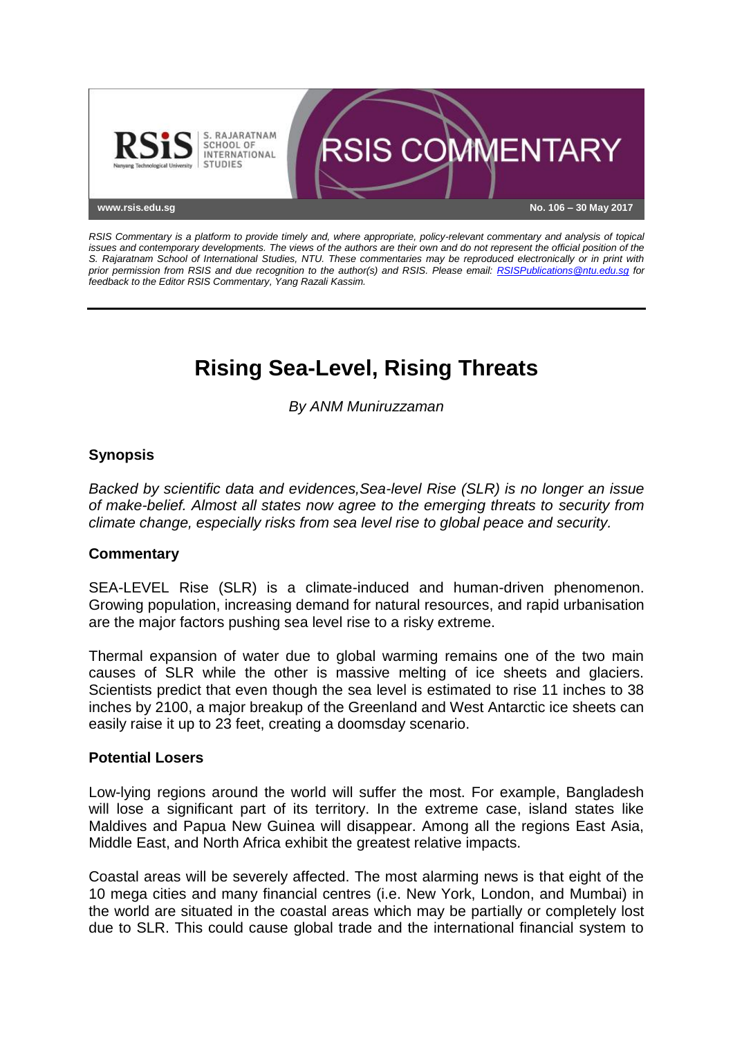RSIS COMMENTARY

www.rsis.edu.sg

No. 106 – 30 May 2017

*RSIS Commentary is a platform to provide timely and, where appropriate, policy-relevant commentary and analysis of topical issues and contemporary developments. The views of the authors are their own and do not represent the official position of the S. Rajaratnam School of International Studies, NTU. These commentaries may be reproduced electronically or in print with prior permission from RSIS and due recognition to the author(s) and RSIS. Please email: RSISPublications@ntu.edu.sg for feedback to the Editor RSIS Commentary, Yang Razali Kassim.*

# Rising Sea-Level, Rising Threats

*By ANM Muniruzzaman*

## Synopsis

*Backed by scientific data and evidences,Sea-level Rise (SLR) is no longer an issue of make-belief. Almost all states now agree to the emerging threats to security from climate change, especially risks from sea level rise to global peace and security.*

## Commentary

SEA-LEVEL Rise (SLR) is a climate-induced and human-driven phenomenon. Growing population, increasing demand for natural resources, and rapid urbanisation are the major factors pushing sea level rise to a risky extreme.

Thermal expansion of water due to global warming remains one of the two main causes of SLR while the other is massive melting of ice sheets and glaciers. Scientists predict that even though the sea level is estimated to rise 11 inches to 38 inches by 2100, a major breakup of the Greenland and West Antarctic ice sheets can easily raise it up to 23 feet, creating a doomsday scenario.

### Potential Losers

Low-lying regions around the world will suffer the most. For example, Bangladesh will lose a significant part of its territory. In the extreme case, island states like Maldives and Papua New Guinea will disappear. Among all the regions East Asia, Middle East, and North Africa exhibit the greatest relative impacts.

Coastal areas will be severely affected. The most alarming news is that eight of the 10 mega cities and many financial centres (i.e. New York, London, and Mumbai) in the world are situated in the coastal areas which may be partially or completely lost due to SLR. This could cause global trade and the international financial system to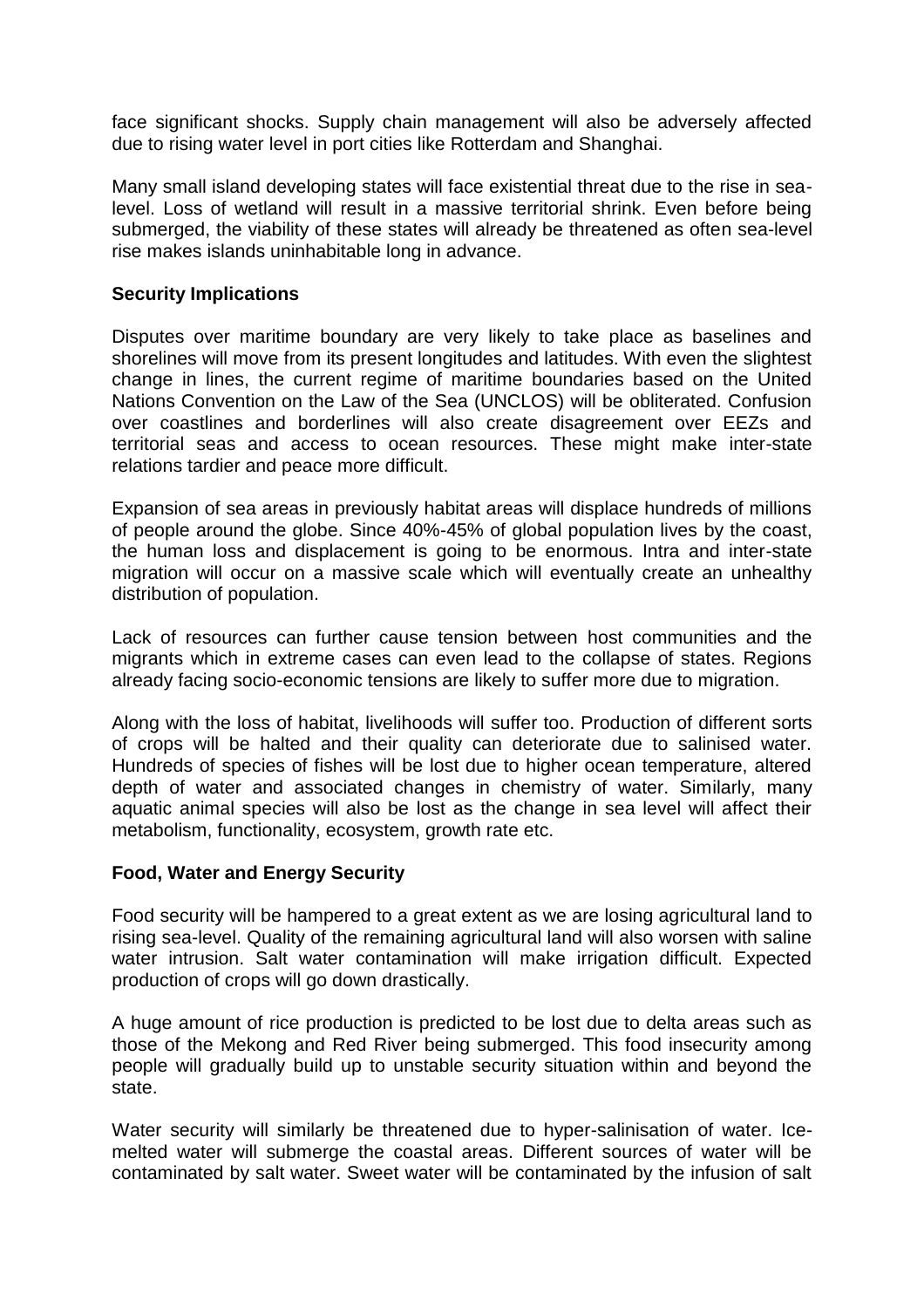face significant shocks. Supply chain management will also be adversely affected due to rising water level in port cities like Rotterdam and Shanghai.

Many small island developing states will face existential threat due to the rise in sea-level. Loss of wetland will result in a massive territorial shrink. Even before being submerged, the viability of these states will already be threatened as often sea-level rise makes islands uninhabitable long in advance.

**Security Implications**

Disputes over maritime boundary are very likely to take place as baselines and shorelines will move from its present longitudes and latitudes. With even the slightest change in lines, the current regime of maritime boundaries based on the United Nations Convention on the Law of the Sea (UNCLOS) will be obliterated. Confusion over coastlines and borderlines will also create disagreement over EEZs and territorial seas and access to ocean resources. These might make inter-state relations tardier and peace more difficult.

Expansion of sea areas in previously habitat areas will displace hundreds of millions of people around the globe. Since 40%-45% of global population lives by the coast, the human loss and displacement is going to be enormous. Intra and inter-state migration will occur on a massive scale which will eventually create an unhealthy distribution of population.

Lack of resources can further cause tension between host communities and the migrants which in extreme cases can even lead to the collapse of states. Regions already facing socio-economic tensions are likely to suffer more due to migration.

Along with the loss of habitat, livelihoods will suffer too. Production of different sorts of crops will be halted and their quality can deteriorate due to salinised water. Hundreds of species of fishes will be lost due to higher ocean temperature, altered depth of water and associated changes in chemistry of water. Similarly, many aquatic animal species will also be lost as the change in sea level will affect their metabolism, functionality, ecosystem, growth rate etc.

**Food, Water and Energy Security**

Food security will be hampered to a great extent as we are losing agricultural land to rising sea-level. Quality of the remaining agricultural land will also worsen with saline water intrusion. Salt water contamination will make irrigation difficult. Expected production of crops will go down drastically.

A huge amount of rice production is predicted to be lost due to delta areas such as those of the Mekong and Red River being submerged. This food insecurity among people will gradually build up to unstable security situation within and beyond the state.

Water security will similarly be threatened due to hyper-salinisation of water. Ice-melted water will submerge the coastal areas. Different sources of water will be contaminated by salt water. Sweet water will be contaminated by the infusion of salt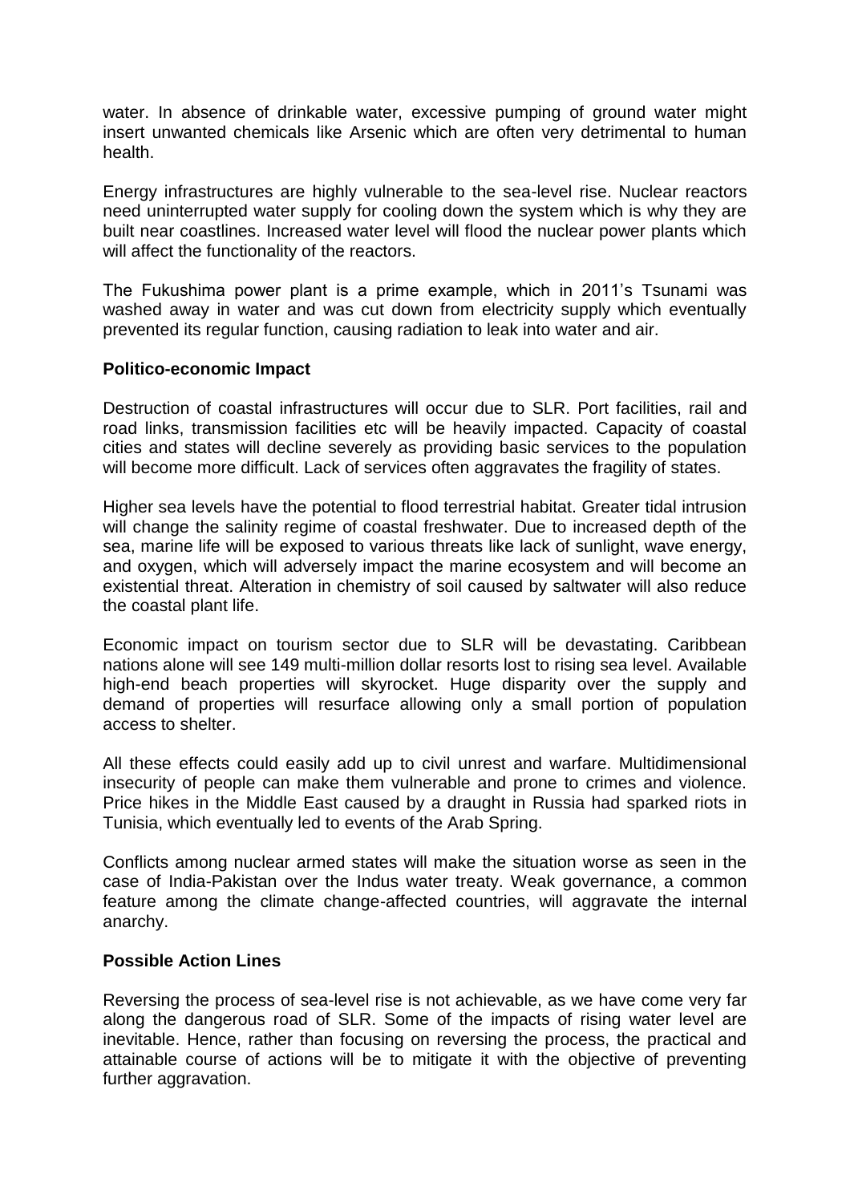water. In absence of drinkable water, excessive pumping of ground water might insert unwanted chemicals like Arsenic which are often very detrimental to human health.

Energy infrastructures are highly vulnerable to the sea-level rise. Nuclear reactors need uninterrupted water supply for cooling down the system which is why they are built near coastlines. Increased water level will flood the nuclear power plants which will affect the functionality of the reactors.

The Fukushima power plant is a prime example, which in 2011's Tsunami was washed away in water and was cut down from electricity supply which eventually prevented its regular function, causing radiation to leak into water and air.

**Politico-economic Impact**

Destruction of coastal infrastructures will occur due to SLR. Port facilities, rail and road links, transmission facilities etc will be heavily impacted. Capacity of coastal cities and states will decline severely as providing basic services to the population will become more difficult. Lack of services often aggravates the fragility of states.

Higher sea levels have the potential to flood terrestrial habitat. Greater tidal intrusion will change the salinity regime of coastal freshwater. Due to increased depth of the sea, marine life will be exposed to various threats like lack of sunlight, wave energy, and oxygen, which will adversely impact the marine ecosystem and will become an existential threat. Alteration in chemistry of soil caused by saltwater will also reduce the coastal plant life.

Economic impact on tourism sector due to SLR will be devastating. Caribbean nations alone will see 149 multi-million dollar resorts lost to rising sea level. Available high-end beach properties will skyrocket. Huge disparity over the supply and demand of properties will resurface allowing only a small portion of population access to shelter.

All these effects could easily add up to civil unrest and warfare. Multidimensional insecurity of people can make them vulnerable and prone to crimes and violence. Price hikes in the Middle East caused by a draught in Russia had sparked riots in Tunisia, which eventually led to events of the Arab Spring.

Conflicts among nuclear armed states will make the situation worse as seen in the case of India-Pakistan over the Indus water treaty. Weak governance, a common feature among the climate change-affected countries, will aggravate the internal anarchy.

**Possible Action Lines**

Reversing the process of sea-level rise is not achievable, as we have come very far along the dangerous road of SLR. Some of the impacts of rising water level are inevitable. Hence, rather than focusing on reversing the process, the practical and attainable course of actions will be to mitigate it with the objective of preventing further aggravation.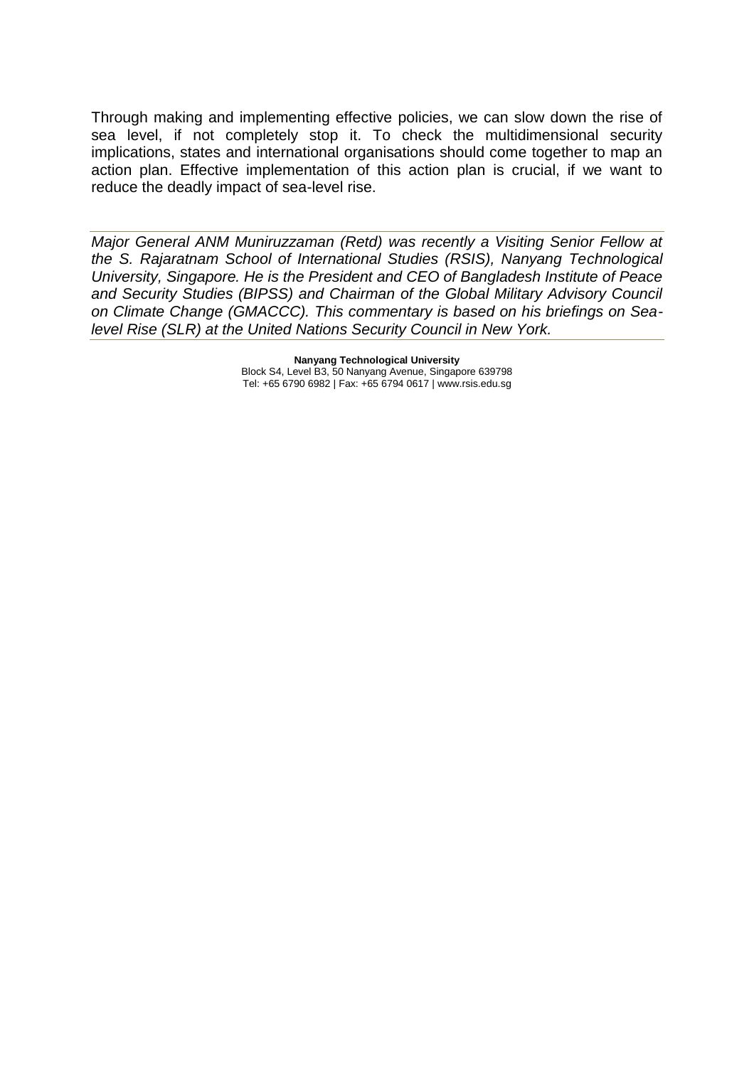Through making and implementing effective policies, we can slow down the rise of sea level, if not completely stop it. To check the multidimensional security implications, states and international organisations should come together to map an action plan. Effective implementation of this action plan is crucial, if we want to reduce the deadly impact of sea-level rise.

---

*Major General ANM Muniruzzaman (Retd) was recently a Visiting Senior Fellow at the S. Rajaratnam School of International Studies (RSIS), Nanyang Technological University, Singapore. He is the President and CEO of Bangladesh Institute of Peace and Security Studies (BIPSS) and Chairman of the Global Military Advisory Council on Climate Change (GMACCC). This commentary is based on his briefings on Sea-level Rise (SLR) at the United Nations Security Council in New York.*

---

**Nanyang Technological University**
Block S4, Level B3, 50 Nanyang Avenue, Singapore 639798
Tel: +65 6790 6982 | Fax: +65 6794 0617 | www.rsis.edu.sg